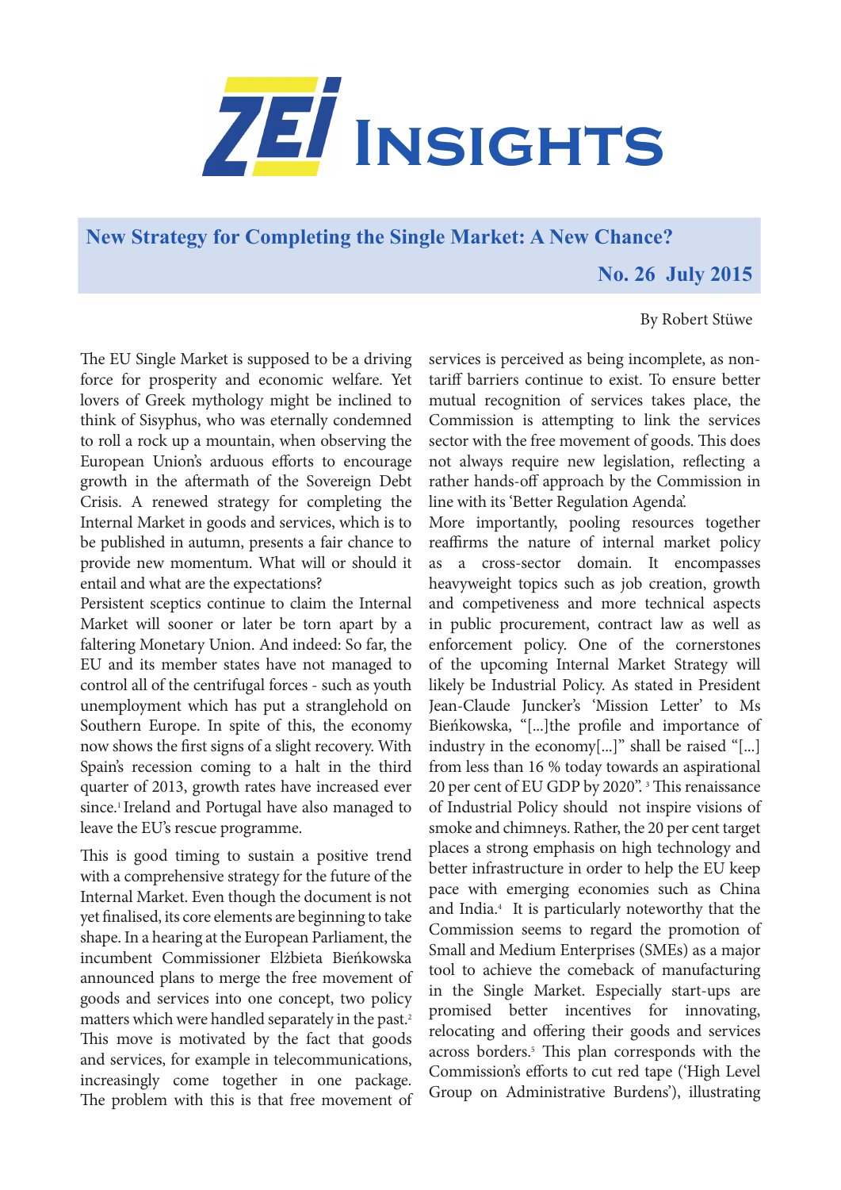# ZEI Insights

## New Strategy for Completing the Single Market: A New Chance?

**No. 26 July 2015**

By Robert Stüwe

The EU Single Market is supposed to be a driving force for prosperity and economic welfare. Yet lovers of Greek mythology might be inclined to think of Sisyphus, who was eternally condemned to roll a rock up a mountain, when observing the European Union's arduous efforts to encourage growth in the aftermath of the Sovereign Debt Crisis. A renewed strategy for completing the Internal Market in goods and services, which is to be published in autumn, presents a fair chance to provide new momentum. What will or should it entail and what are the expectations?

Persistent sceptics continue to claim the Internal Market will sooner or later be torn apart by a faltering Monetary Union. And indeed: So far, the EU and its member states have not managed to control all of the centrifugal forces - such as youth unemployment which has put a stranglehold on Southern Europe. In spite of this, the economy now shows the first signs of a slight recovery. With Spain's recession coming to a halt in the third quarter of 2013, growth rates have increased ever since.[1] Ireland and Portugal have also managed to leave the EU's rescue programme.

This is good timing to sustain a positive trend with a comprehensive strategy for the future of the Internal Market. Even though the document is not yet finalised, its core elements are beginning to take shape. In a hearing at the European Parliament, the incumbent Commissioner Elżbieta Bieńkowska announced plans to merge the free movement of goods and services into one concept, two policy matters which were handled separately in the past.[2] This move is motivated by the fact that goods and services, for example in telecommunications, increasingly come together in one package. The problem with this is that free movement of services is perceived as being incomplete, as non-tariff barriers continue to exist. To ensure better mutual recognition of services takes place, the Commission is attempting to link the services sector with the free movement of goods. This does not always require new legislation, reflecting a rather hands-off approach by the Commission in line with its 'Better Regulation Agenda'.

More importantly, pooling resources together reaffirms the nature of internal market policy as a cross-sector domain. It encompasses heavyweight topics such as job creation, growth and competiveness and more technical aspects in public procurement, contract law as well as enforcement policy. One of the cornerstones of the upcoming Internal Market Strategy will likely be Industrial Policy. As stated in President Jean-Claude Juncker's 'Mission Letter' to Ms Bieńkowska, "[...]the profile and importance of industry in the economy[...]" shall be raised "[...] from less than 16 % today towards an aspirational 20 per cent of EU GDP by 2020".[3] This renaissance of Industrial Policy should not inspire visions of smoke and chimneys. Rather, the 20 per cent target places a strong emphasis on high technology and better infrastructure in order to help the EU keep pace with emerging economies such as China and India.[4] It is particularly noteworthy that the Commission seems to regard the promotion of Small and Medium Enterprises (SMEs) as a major tool to achieve the comeback of manufacturing in the Single Market. Especially start-ups are promised better incentives for innovating, relocating and offering their goods and services across borders.[5] This plan corresponds with the Commission's efforts to cut red tape ('High Level Group on Administrative Burdens'), illustrating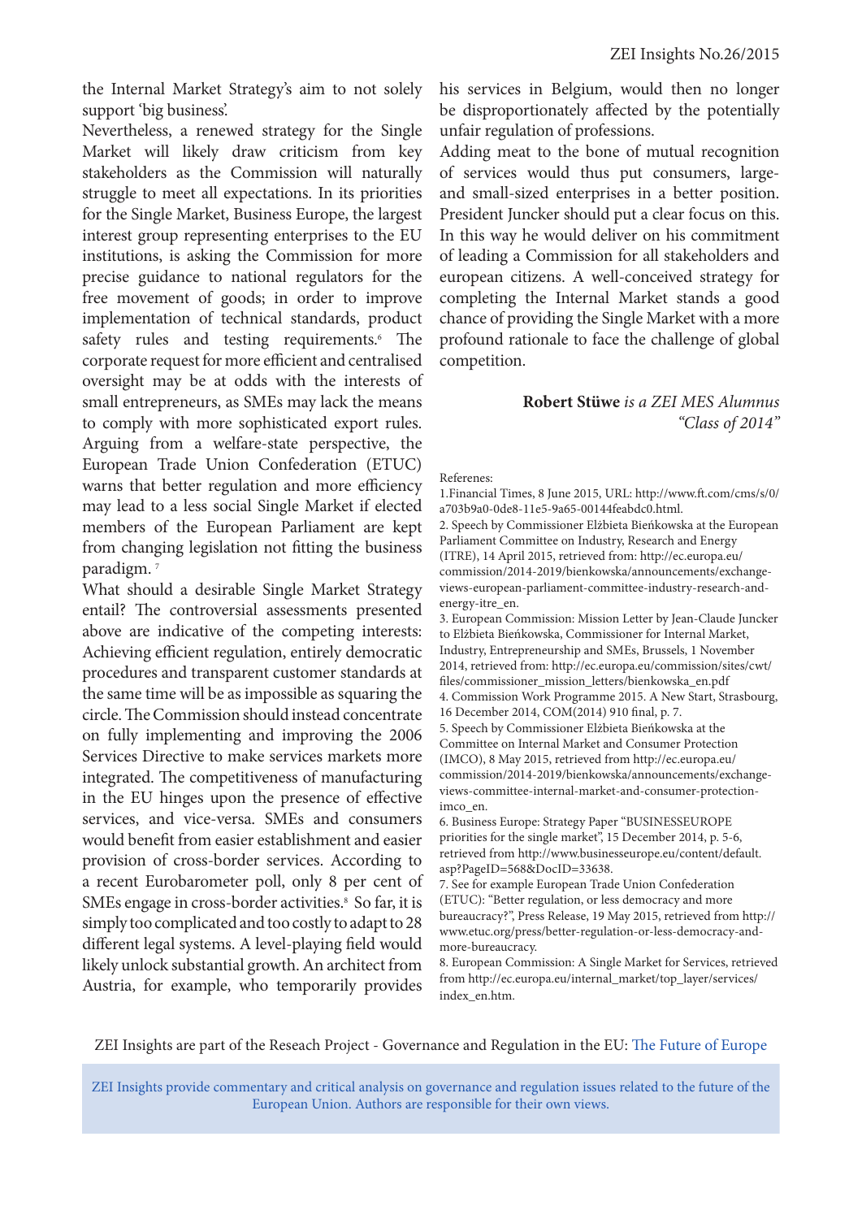the Internal Market Strategy's aim to not solely support 'big business'.

Nevertheless, a renewed strategy for the Single Market will likely draw criticism from key stakeholders as the Commission will naturally struggle to meet all expectations. In its priorities for the Single Market, Business Europe, the largest interest group representing enterprises to the EU institutions, is asking the Commission for more precise guidance to national regulators for the free movement of goods; in order to improve implementation of technical standards, product safety rules and testing requirements.[6] The corporate request for more efficient and centralised oversight may be at odds with the interests of small entrepreneurs, as SMEs may lack the means to comply with more sophisticated export rules. Arguing from a welfare-state perspective, the European Trade Union Confederation (ETUC) warns that better regulation and more efficiency may lead to a less social Single Market if elected members of the European Parliament are kept from changing legislation not fitting the business paradigm.[7]

What should a desirable Single Market Strategy entail? The controversial assessments presented above are indicative of the competing interests: Achieving efficient regulation, entirely democratic procedures and transparent customer standards at the same time will be as impossible as squaring the circle. The Commission should instead concentrate on fully implementing and improving the 2006 Services Directive to make services markets more integrated. The competitiveness of manufacturing in the EU hinges upon the presence of effective services, and vice-versa. SMEs and consumers would benefit from easier establishment and easier provision of cross-border services. According to a recent Eurobarometer poll, only 8 per cent of SMEs engage in cross-border activities.[8] So far, it is simply too complicated and too costly to adapt to 28 different legal systems. A level-playing field would likely unlock substantial growth. An architect from Austria, for example, who temporarily provides his services in Belgium, would then no longer be disproportionately affected by the potentially unfair regulation of professions.

Adding meat to the bone of mutual recognition of services would thus put consumers, large- and small-sized enterprises in a better position. President Juncker should put a clear focus on this. In this way he would deliver on his commitment of leading a Commission for all stakeholders and european citizens. A well-conceived strategy for completing the Internal Market stands a good chance of providing the Single Market with a more profound rationale to face the challenge of global competition.

**Robert Stüwe** *is a ZEI MES Alumnus "Class of 2014"*

Referenes:

1.Financial Times, 8 June 2015, URL: http://www.ft.com/cms/s/0/a703b9a0-0de8-11e5-9a65-00144feabdc0.html.

2. Speech by Commissioner Elżbieta Bieńkowska at the European Parliament Committee on Industry, Research and Energy (ITRE), 14 April 2015, retrieved from: http://ec.europa.eu/commission/2014-2019/bienkowska/announcements/exchange-views-european-parliament-committee-industry-research-and-energy-itre_en.

3. European Commission: Mission Letter by Jean-Claude Juncker to Elżbieta Bieńkowska, Commissioner for Internal Market, Industry, Entrepreneurship and SMEs, Brussels, 1 November 2014, retrieved from: http://ec.europa.eu/commission/sites/cwt/files/commissioner_mission_letters/bienkowska_en.pdf

4. Commission Work Programme 2015. A New Start, Strasbourg, 16 December 2014, COM(2014) 910 final, p. 7.

5. Speech by Commissioner Elżbieta Bieńkowska at the Committee on Internal Market and Consumer Protection (IMCO), 8 May 2015, retrieved from http://ec.europa.eu/commission/2014-2019/bienkowska/announcements/exchange-views-committee-internal-market-and-consumer-protection-imco_en.

6. Business Europe: Strategy Paper "BUSINESSEUROPE priorities for the single market", 15 December 2014, p. 5-6, retrieved from http://www.businesseurope.eu/content/default.asp?PageID=568&DocID=33638.

7. See for example European Trade Union Confederation (ETUC): "Better regulation, or less democracy and more bureaucracy?", Press Release, 19 May 2015, retrieved from http://www.etuc.org/press/better-regulation-or-less-democracy-and-more-bureaucracy.

8. European Commission: A Single Market for Services, retrieved from http://ec.europa.eu/internal_market/top_layer/services/index_en.htm.

ZEI Insights are part of the Reseach Project - Governance and Regulation in the EU: The Future of Europe

ZEI Insights provide commentary and critical analysis on governance and regulation issues related to the future of the European Union. Authors are responsible for their own views.